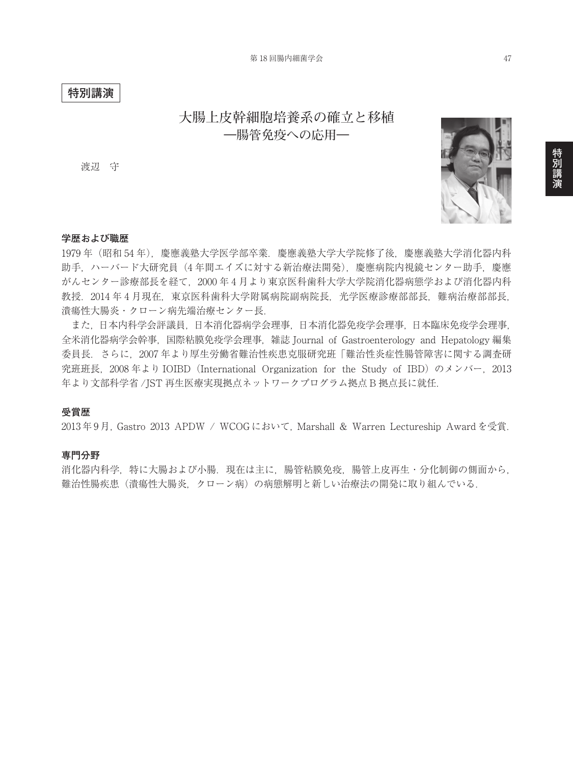**特別講演**

# 大腸上皮幹細胞培養系の確立と移植
## ―腸管免疫への応用―

渡辺　守

### 学歴および職歴

1979 年（昭和 54 年），慶應義塾大学医学部卒業．慶應義塾大学大学院修了後，慶應義塾大学消化器内科助手，ハーバード大研究員（4 年間エイズに対する新治療法開発），慶應病院内視鏡センター助手，慶應がんセンター診療部長を経て，2000 年 4 月より東京医科歯科大学大学院消化器病態学および消化器内科教授．2014 年 4 月現在，東京医科歯科大学附属病院副病院長，光学医療診療部部長，難病治療部部長，潰瘍性大腸炎・クローン病先端治療センター長．

また，日本内科学会評議員，日本消化器病学会理事，日本消化器免疫学会理事，日本臨床免疫学会理事，全米消化器病学会幹事，国際粘膜免疫学会理事，雑誌 Journal of Gastroenterology and Hepatology 編集委員長．さらに，2007 年より厚生労働省難治性疾患克服研究班「難治性炎症性腸管障害に関する調査研究班班長，2008 年より IOIBD（International Organization for the Study of IBD）のメンバー，2013 年より文部科学省 /JST 再生医療実現拠点ネットワークプログラム拠点 B 拠点長に就任．

### 受賞歴

2013 年 9 月，Gastro 2013 APDW / WCOG において，Marshall & Warren Lectureship Award を受賞．

### 専門分野

消化器内科学，特に大腸および小腸．現在は主に，腸管粘膜免疫，腸管上皮再生・分化制御の側面から，難治性腸疾患（潰瘍性大腸炎，クローン病）の病態解明と新しい治療法の開発に取り組んでいる．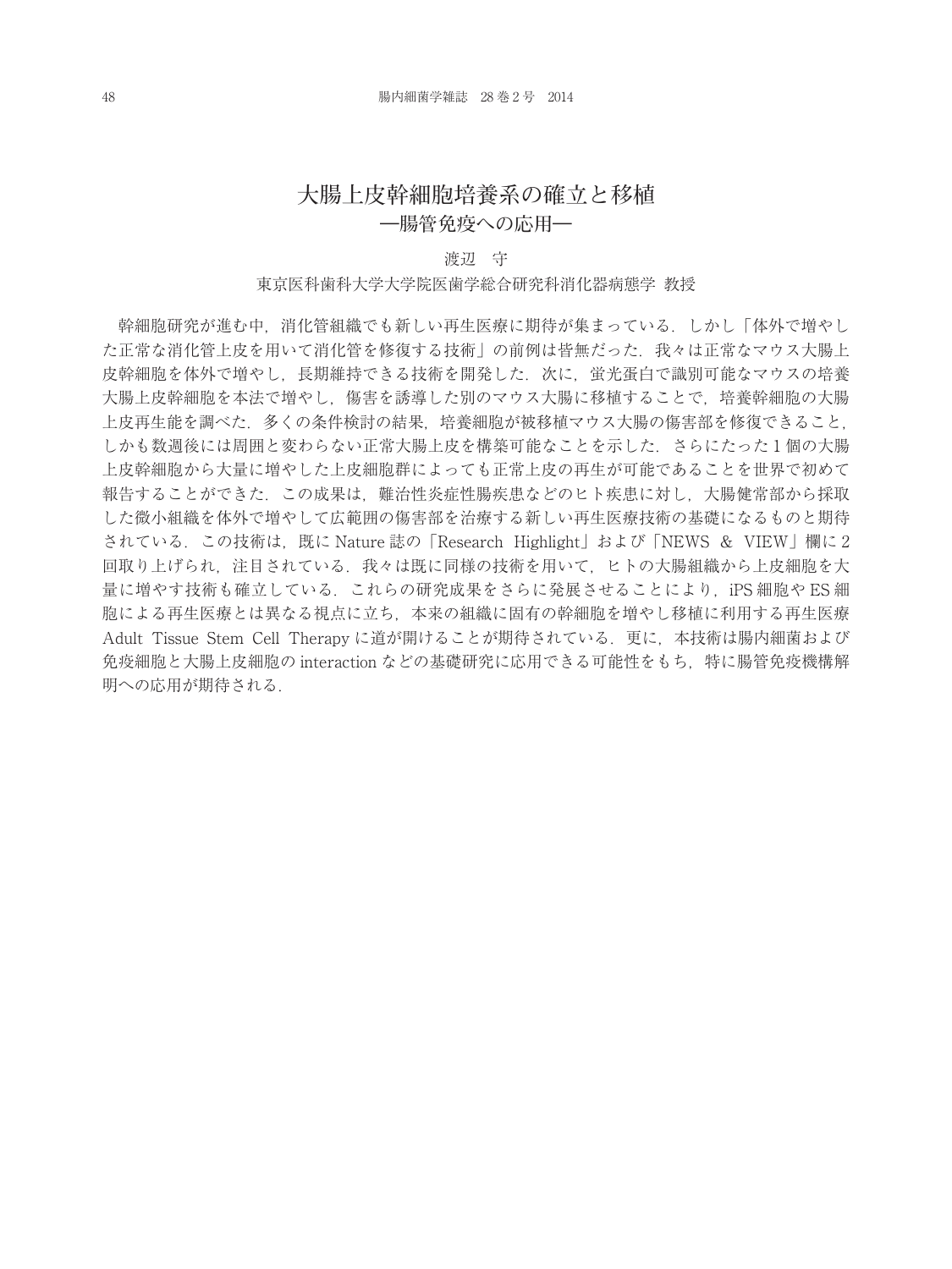# 大腸上皮幹細胞培養系の確立と移植
## ―腸管免疫への応用―

渡辺　守

東京医科歯科大学大学院医歯学総合研究科消化器病態学 教授

幹細胞研究が進む中，消化管組織でも新しい再生医療に期待が集まっている．しかし「体外で増やした正常な消化管上皮を用いて消化管を修復する技術」の前例は皆無だった．我々は正常なマウス大腸上皮幹細胞を体外で増やし，長期維持できる技術を開発した．次に，蛍光蛋白で識別可能なマウスの培養大腸上皮幹細胞を本法で増やし，傷害を誘導した別のマウス大腸に移植することで，培養幹細胞の大腸上皮再生能を調べた．多くの条件検討の結果，培養細胞が被移植マウス大腸の傷害部を修復できること，しかも数週後には周囲と変わらない正常大腸上皮を構築可能なことを示した．さらにたった1個の大腸上皮幹細胞から大量に増やした上皮細胞群によっても正常上皮の再生が可能であることを世界で初めて報告することができた．この成果は，難治性炎症性腸疾患などのヒト疾患に対し，大腸健常部から採取した微小組織を体外で増やして広範囲の傷害部を治療する新しい再生医療技術の基礎になるものと期待されている．この技術は，既に Nature 誌の「Research Highlight」および「NEWS & VIEW」欄に2回取り上げられ，注目されている．我々は既に同様の技術を用いて，ヒトの大腸組織から上皮細胞を大量に増やす技術も確立している．これらの研究成果をさらに発展させることにより，iPS 細胞や ES 細胞による再生医療とは異なる視点に立ち，本来の組織に固有の幹細胞を増やし移植に利用する再生医療 Adult Tissue Stem Cell Therapy に道が開けることが期待されている．更に，本技術は腸内細菌および免疫細胞と大腸上皮細胞の interaction などの基礎研究に応用できる可能性をもち，特に腸管免疫機構解明への応用が期待される．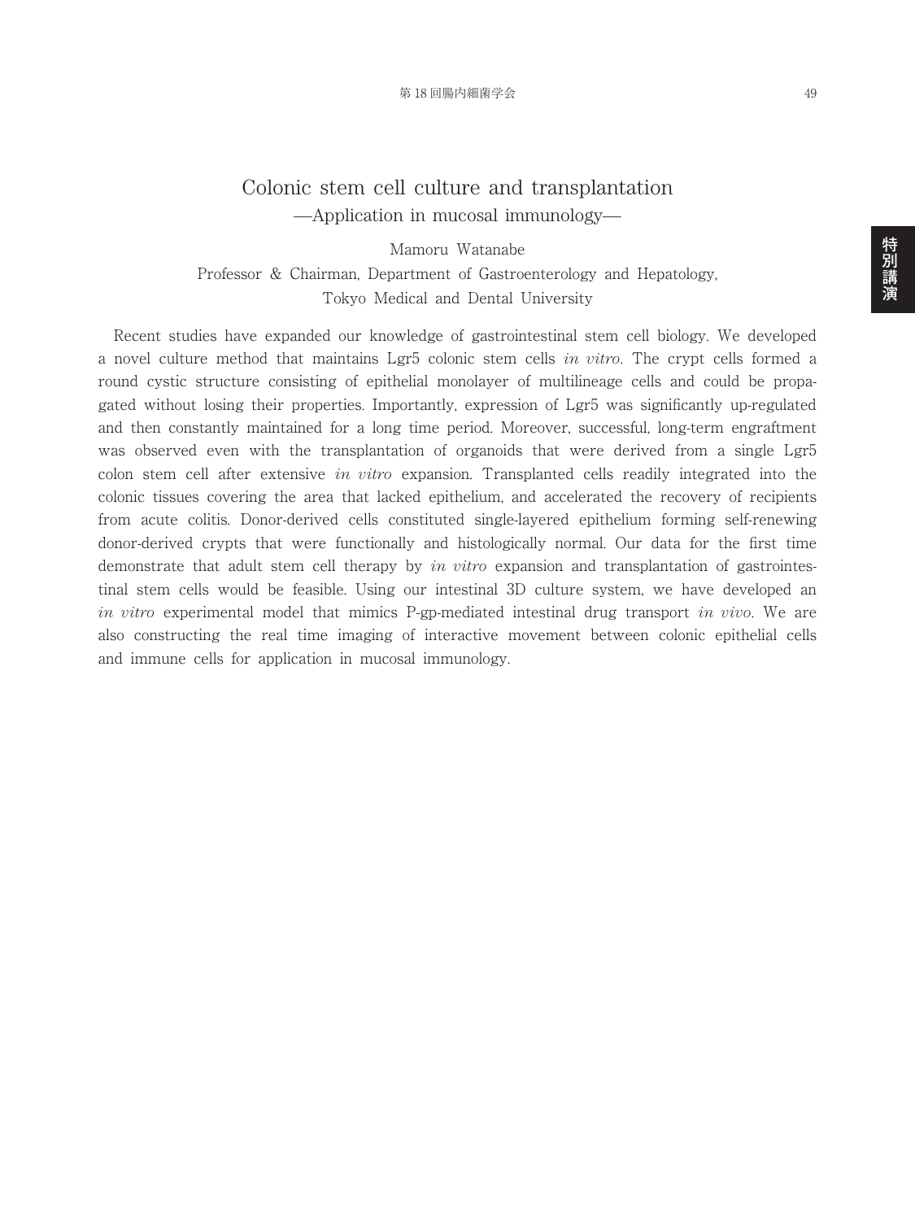# Colonic stem cell culture and transplantation

## —Application in mucosal immunology—

Mamoru Watanabe

Professor & Chairman, Department of Gastroenterology and Hepatology, Tokyo Medical and Dental University

Recent studies have expanded our knowledge of gastrointestinal stem cell biology. We developed a novel culture method that maintains Lgr5 colonic stem cells *in vitro*. The crypt cells formed a round cystic structure consisting of epithelial monolayer of multilineage cells and could be propagated without losing their properties. Importantly, expression of Lgr5 was significantly up-regulated and then constantly maintained for a long time period. Moreover, successful, long-term engraftment was observed even with the transplantation of organoids that were derived from a single Lgr5 colon stem cell after extensive *in vitro* expansion. Transplanted cells readily integrated into the colonic tissues covering the area that lacked epithelium, and accelerated the recovery of recipients from acute colitis. Donor-derived cells constituted single-layered epithelium forming self-renewing donor-derived crypts that were functionally and histologically normal. Our data for the first time demonstrate that adult stem cell therapy by *in vitro* expansion and transplantation of gastrointestinal stem cells would be feasible. Using our intestinal 3D culture system, we have developed an *in vitro* experimental model that mimics P-gp-mediated intestinal drug transport *in vivo*. We are also constructing the real time imaging of interactive movement between colonic epithelial cells and immune cells for application in mucosal immunology.